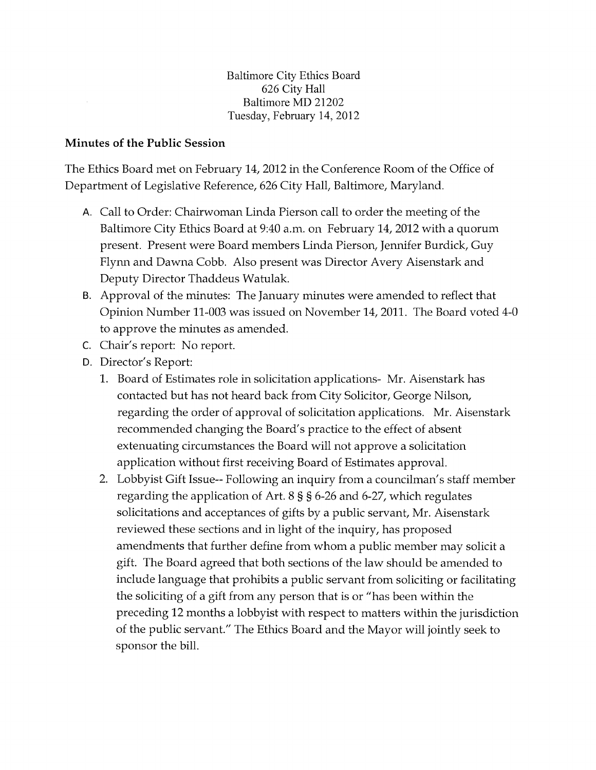Baltimore City Ethics Board
626 City Hall
Baltimore MD 21202
Tuesday, February 14, 2012

## Minutes of the Public Session

The Ethics Board met on February 14, 2012 in the Conference Room of the Office of Department of Legislative Reference, 626 City Hall, Baltimore, Maryland.

A. Call to Order: Chairwoman Linda Pierson call to order the meeting of the Baltimore City Ethics Board at 9:40 a.m. on February 14, 2012 with a quorum present. Present were Board members Linda Pierson, Jennifer Burdick, Guy Flynn and Dawna Cobb. Also present was Director Avery Aisenstark and Deputy Director Thaddeus Watulak.

B. Approval of the minutes: The January minutes were amended to reflect that Opinion Number 11-003 was issued on November 14, 2011. The Board voted 4-0 to approve the minutes as amended.

C. Chair's report: No report.

D. Director's Report:

   1. Board of Estimates role in solicitation applications- Mr. Aisenstark has contacted but has not heard back from City Solicitor, George Nilson, regarding the order of approval of solicitation applications. Mr. Aisenstark recommended changing the Board's practice to the effect of absent extenuating circumstances the Board will not approve a solicitation application without first receiving Board of Estimates approval.
   2. Lobbyist Gift Issue-- Following an inquiry from a councilman's staff member regarding the application of Art. 8 § § 6-26 and 6-27, which regulates solicitations and acceptances of gifts by a public servant, Mr. Aisenstark reviewed these sections and in light of the inquiry, has proposed amendments that further define from whom a public member may solicit a gift. The Board agreed that both sections of the law should be amended to include language that prohibits a public servant from soliciting or facilitating the soliciting of a gift from any person that is or "has been within the preceding 12 months a lobbyist with respect to matters within the jurisdiction of the public servant." The Ethics Board and the Mayor will jointly seek to sponsor the bill.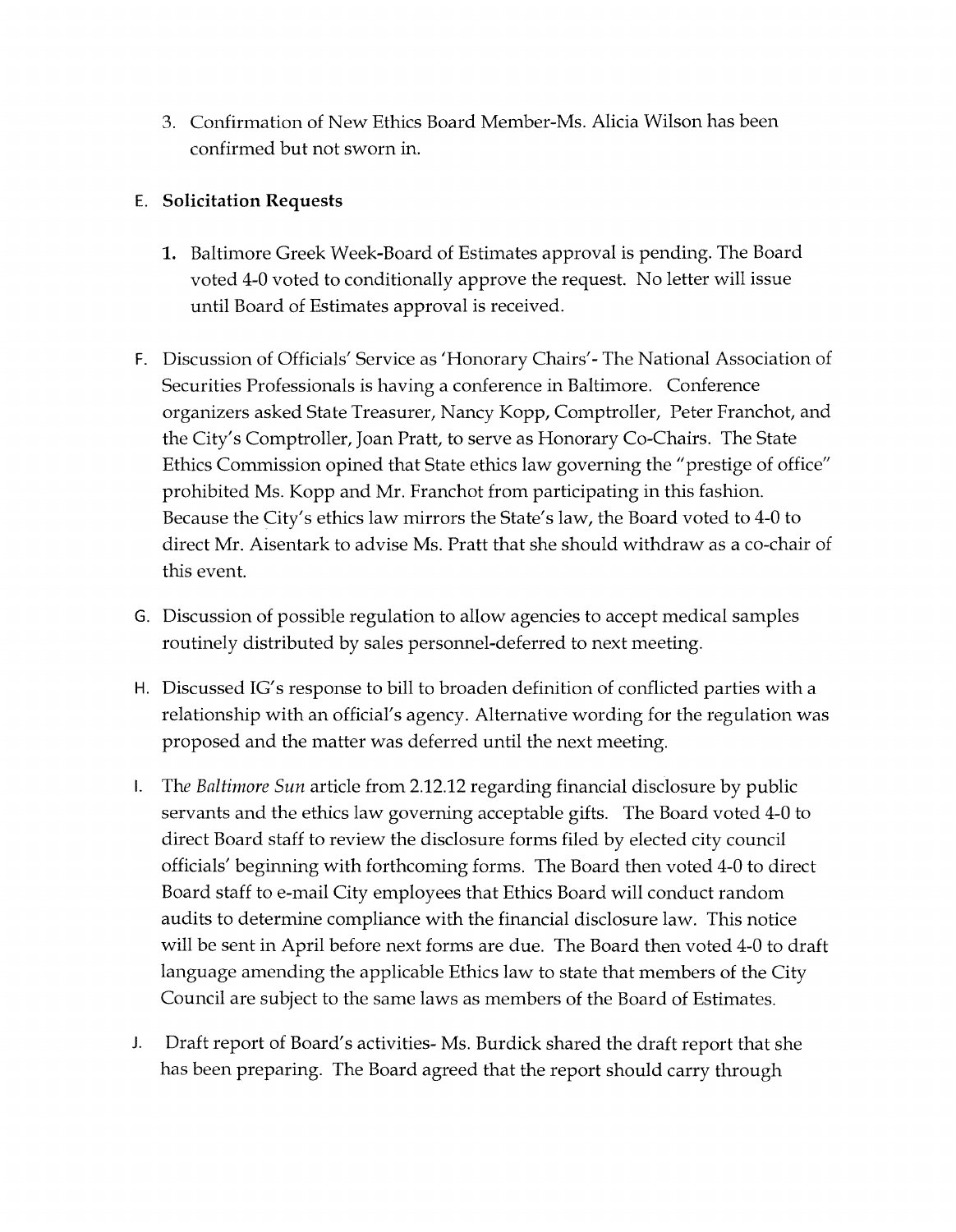3. Confirmation of New Ethics Board Member-Ms. Alicia Wilson has been confirmed but not sworn in.

E. **Solicitation Requests**

   1. Baltimore Greek Week-Board of Estimates approval is pending. The Board voted 4-0 voted to conditionally approve the request. No letter will issue until Board of Estimates approval is received.

F. Discussion of Officials' Service as 'Honorary Chairs'- The National Association of Securities Professionals is having a conference in Baltimore. Conference organizers asked State Treasurer, Nancy Kopp, Comptroller, Peter Franchot, and the City's Comptroller, Joan Pratt, to serve as Honorary Co-Chairs. The State Ethics Commission opined that State ethics law governing the "prestige of office" prohibited Ms. Kopp and Mr. Franchot from participating in this fashion. Because the City's ethics law mirrors the State's law, the Board voted to 4-0 to direct Mr. Aisentark to advise Ms. Pratt that she should withdraw as a co-chair of this event.

G. Discussion of possible regulation to allow agencies to accept medical samples routinely distributed by sales personnel-deferred to next meeting.

H. Discussed IG's response to bill to broaden definition of conflicted parties with a relationship with an official's agency. Alternative wording for the regulation was proposed and the matter was deferred until the next meeting.

I. The *Baltimore Sun* article from 2.12.12 regarding financial disclosure by public servants and the ethics law governing acceptable gifts. The Board voted 4-0 to direct Board staff to review the disclosure forms filed by elected city council officials' beginning with forthcoming forms. The Board then voted 4-0 to direct Board staff to e-mail City employees that Ethics Board will conduct random audits to determine compliance with the financial disclosure law. This notice will be sent in April before next forms are due. The Board then voted 4-0 to draft language amending the applicable Ethics law to state that members of the City Council are subject to the same laws as members of the Board of Estimates.

J. Draft report of Board's activities- Ms. Burdick shared the draft report that she has been preparing. The Board agreed that the report should carry through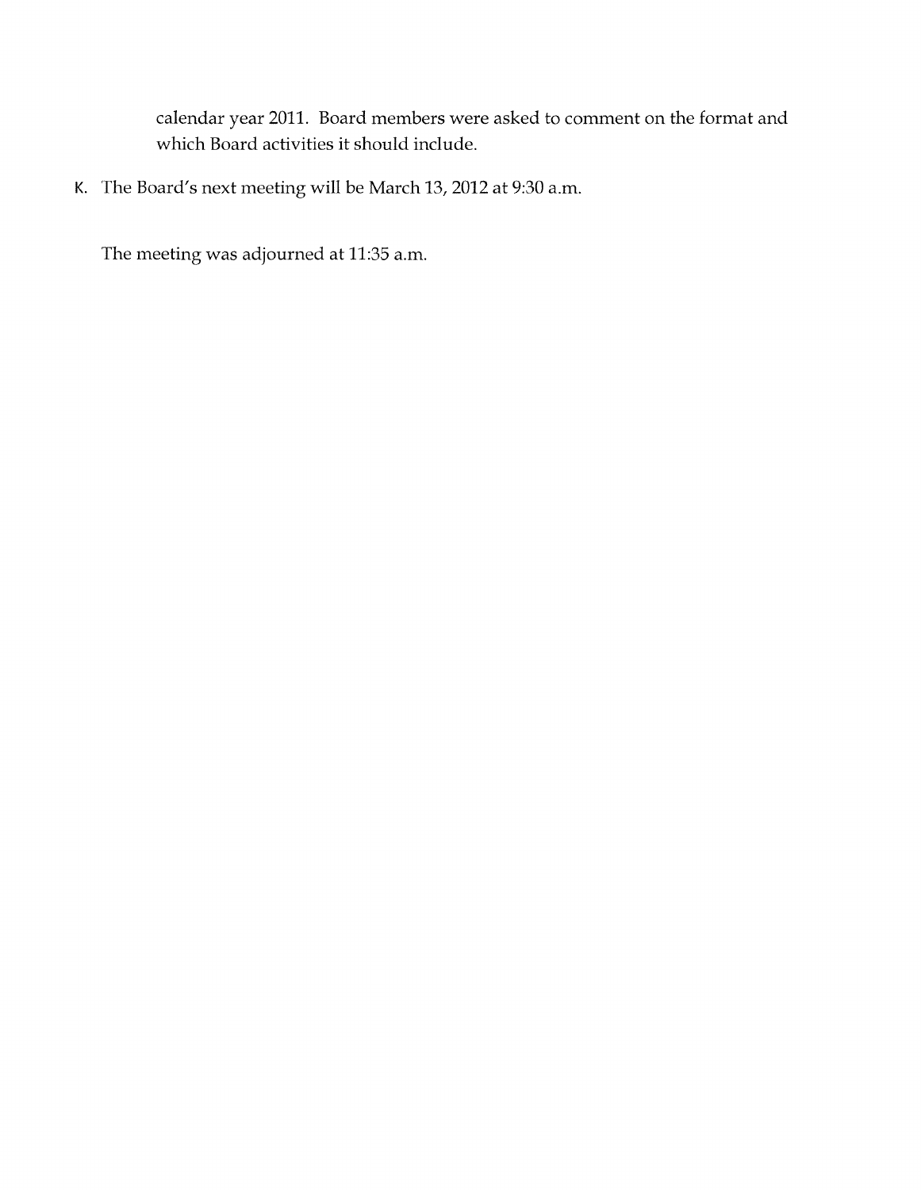calendar year 2011. Board members were asked to comment on the format and which Board activities it should include.

K. The Board's next meeting will be March 13, 2012 at 9:30 a.m.

The meeting was adjourned at 11:35 a.m.